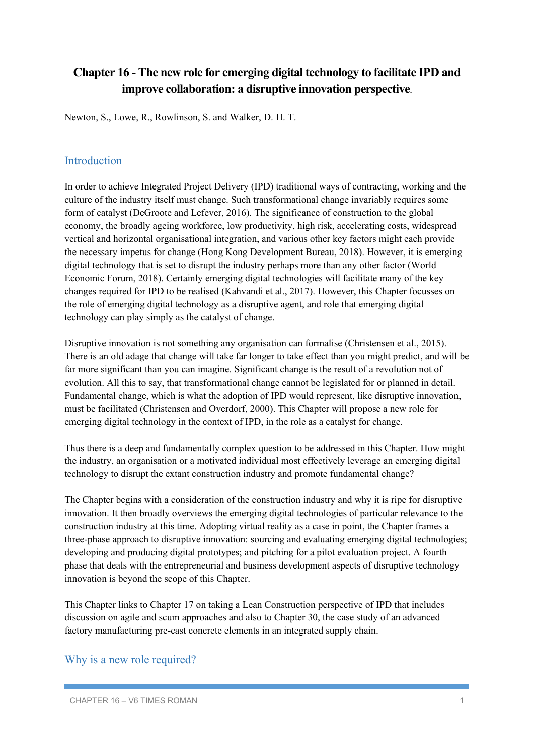# Chapter 16 - The new role for emerging digital technology to facilitate IPD and improve collaboration: a disruptive innovation perspective.

Newton, S., Lowe, R., Rowlinson, S. and Walker, D. H. T.

## Introduction

In order to achieve Integrated Project Delivery (IPD) traditional ways of contracting, working and the culture of the industry itself must change. Such transformational change invariably requires some form of catalyst (DeGroote and Lefever, 2016). The significance of construction to the global economy, the broadly ageing workforce, low productivity, high risk, accelerating costs, widespread vertical and horizontal organisational integration, and various other key factors might each provide the necessary impetus for change (Hong Kong Development Bureau, 2018). However, it is emerging digital technology that is set to disrupt the industry perhaps more than any other factor (World Economic Forum, 2018). Certainly emerging digital technologies will facilitate many of the key changes required for IPD to be realised (Kahvandi et al., 2017). However, this Chapter focusses on the role of emerging digital technology as a disruptive agent, and role that emerging digital technology can play simply as the catalyst of change.

Disruptive innovation is not something any organisation can formalise (Christensen et al., 2015). There is an old adage that change will take far longer to take effect than you might predict, and will be far more significant than you can imagine. Significant change is the result of a revolution not of evolution. All this to say, that transformational change cannot be legislated for or planned in detail. Fundamental change, which is what the adoption of IPD would represent, like disruptive innovation, must be facilitated (Christensen and Overdorf, 2000). This Chapter will propose a new role for emerging digital technology in the context of IPD, in the role as a catalyst for change.

Thus there is a deep and fundamentally complex question to be addressed in this Chapter. How might the industry, an organisation or a motivated individual most effectively leverage an emerging digital technology to disrupt the extant construction industry and promote fundamental change?

The Chapter begins with a consideration of the construction industry and why it is ripe for disruptive innovation. It then broadly overviews the emerging digital technologies of particular relevance to the construction industry at this time. Adopting virtual reality as a case in point, the Chapter frames a three-phase approach to disruptive innovation: sourcing and evaluating emerging digital technologies; developing and producing digital prototypes; and pitching for a pilot evaluation project. A fourth phase that deals with the entrepreneurial and business development aspects of disruptive technology innovation is beyond the scope of this Chapter.

This Chapter links to Chapter 17 on taking a Lean Construction perspective of IPD that includes discussion on agile and scum approaches and also to Chapter 30, the case study of an advanced factory manufacturing pre-cast concrete elements in an integrated supply chain.

## Why is a new role required?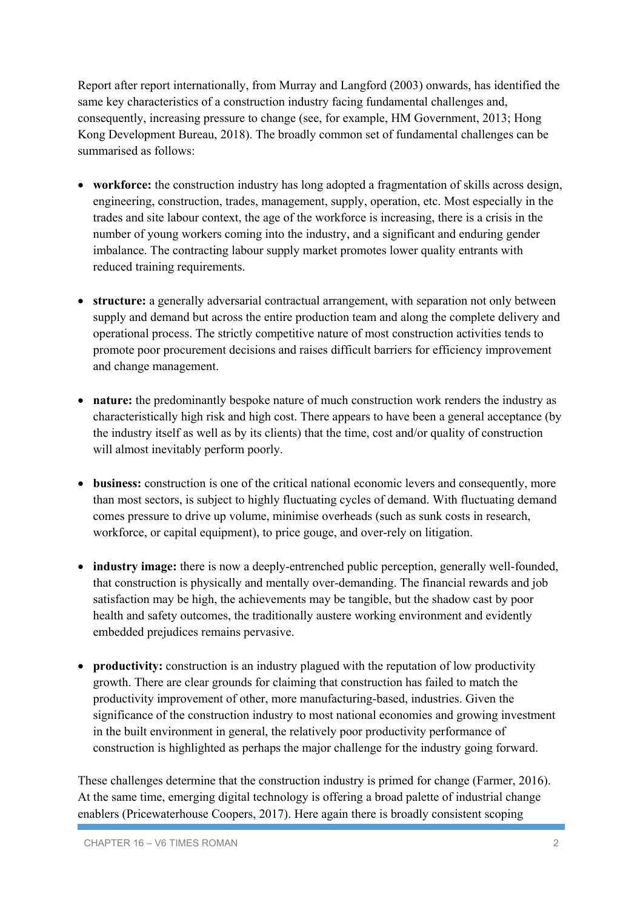Report after report internationally, from Murray and Langford (2003) onwards, has identified the same key characteristics of a construction industry facing fundamental challenges and, consequently, increasing pressure to change (see, for example, HM Government, 2013; Hong Kong Development Bureau, 2018). The broadly common set of fundamental challenges can be summarised as follows:

- **workforce:** the construction industry has long adopted a fragmentation of skills across design, engineering, construction, trades, management, supply, operation, etc. Most especially in the trades and site labour context, the age of the workforce is increasing, there is a crisis in the number of young workers coming into the industry, and a significant and enduring gender imbalance. The contracting labour supply market promotes lower quality entrants with reduced training requirements.

- **structure:** a generally adversarial contractual arrangement, with separation not only between supply and demand but across the entire production team and along the complete delivery and operational process. The strictly competitive nature of most construction activities tends to promote poor procurement decisions and raises difficult barriers for efficiency improvement and change management.

- **nature:** the predominantly bespoke nature of much construction work renders the industry as characteristically high risk and high cost. There appears to have been a general acceptance (by the industry itself as well as by its clients) that the time, cost and/or quality of construction will almost inevitably perform poorly.

- **business:** construction is one of the critical national economic levers and consequently, more than most sectors, is subject to highly fluctuating cycles of demand. With fluctuating demand comes pressure to drive up volume, minimise overheads (such as sunk costs in research, workforce, or capital equipment), to price gouge, and over-rely on litigation.

- **industry image:** there is now a deeply-entrenched public perception, generally well-founded, that construction is physically and mentally over-demanding. The financial rewards and job satisfaction may be high, the achievements may be tangible, but the shadow cast by poor health and safety outcomes, the traditionally austere working environment and evidently embedded prejudices remains pervasive.

- **productivity:** construction is an industry plagued with the reputation of low productivity growth. There are clear grounds for claiming that construction has failed to match the productivity improvement of other, more manufacturing-based, industries. Given the significance of the construction industry to most national economies and growing investment in the built environment in general, the relatively poor productivity performance of construction is highlighted as perhaps the major challenge for the industry going forward.

These challenges determine that the construction industry is primed for change (Farmer, 2016). At the same time, emerging digital technology is offering a broad palette of industrial change enablers (Pricewaterhouse Coopers, 2017). Here again there is broadly consistent scoping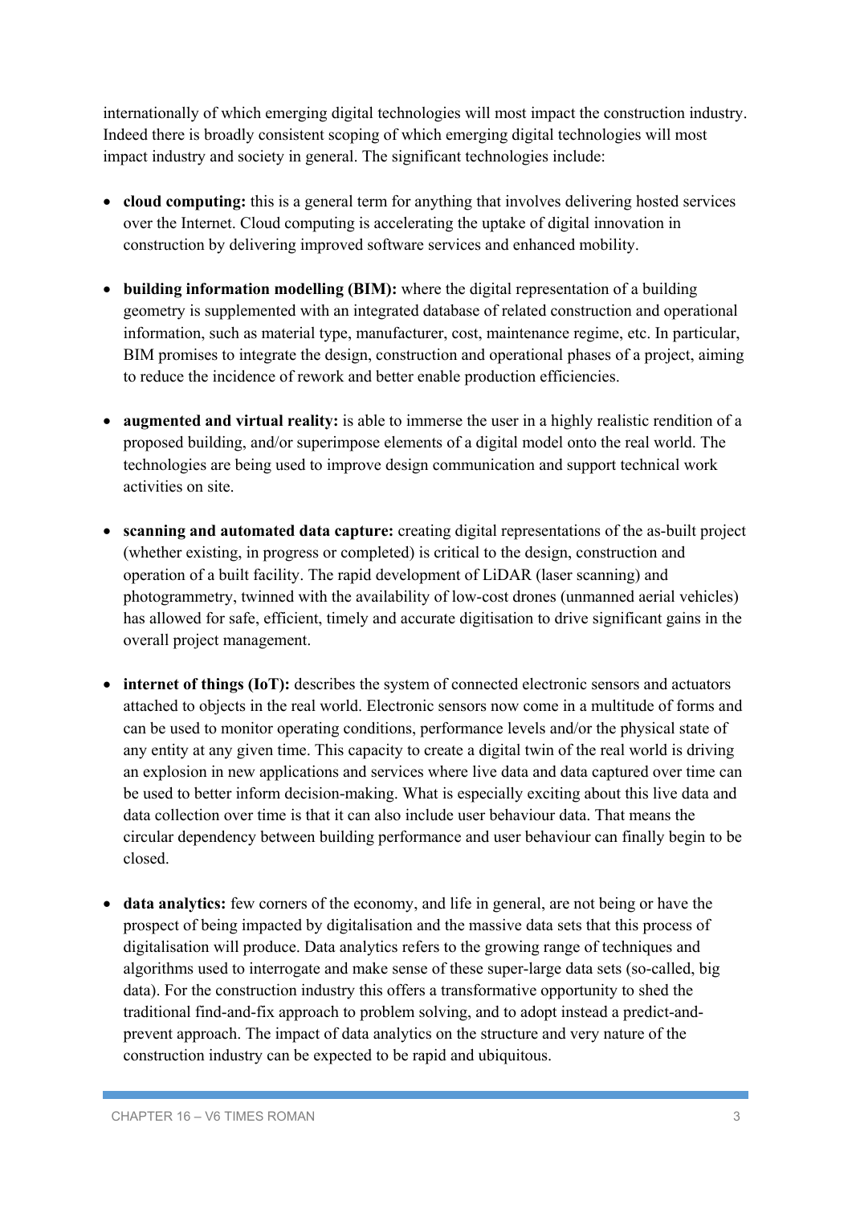internationally of which emerging digital technologies will most impact the construction industry. Indeed there is broadly consistent scoping of which emerging digital technologies will most impact industry and society in general. The significant technologies include:

- **cloud computing:** this is a general term for anything that involves delivering hosted services over the Internet. Cloud computing is accelerating the uptake of digital innovation in construction by delivering improved software services and enhanced mobility.

- **building information modelling (BIM):** where the digital representation of a building geometry is supplemented with an integrated database of related construction and operational information, such as material type, manufacturer, cost, maintenance regime, etc. In particular, BIM promises to integrate the design, construction and operational phases of a project, aiming to reduce the incidence of rework and better enable production efficiencies.

- **augmented and virtual reality:** is able to immerse the user in a highly realistic rendition of a proposed building, and/or superimpose elements of a digital model onto the real world. The technologies are being used to improve design communication and support technical work activities on site.

- **scanning and automated data capture:** creating digital representations of the as-built project (whether existing, in progress or completed) is critical to the design, construction and operation of a built facility. The rapid development of LiDAR (laser scanning) and photogrammetry, twinned with the availability of low-cost drones (unmanned aerial vehicles) has allowed for safe, efficient, timely and accurate digitisation to drive significant gains in the overall project management.

- **internet of things (IoT):** describes the system of connected electronic sensors and actuators attached to objects in the real world. Electronic sensors now come in a multitude of forms and can be used to monitor operating conditions, performance levels and/or the physical state of any entity at any given time. This capacity to create a digital twin of the real world is driving an explosion in new applications and services where live data and data captured over time can be used to better inform decision-making. What is especially exciting about this live data and data collection over time is that it can also include user behaviour data. That means the circular dependency between building performance and user behaviour can finally begin to be closed.

- **data analytics:** few corners of the economy, and life in general, are not being or have the prospect of being impacted by digitalisation and the massive data sets that this process of digitalisation will produce. Data analytics refers to the growing range of techniques and algorithms used to interrogate and make sense of these super-large data sets (so-called, big data). For the construction industry this offers a transformative opportunity to shed the traditional find-and-fix approach to problem solving, and to adopt instead a predict-and-prevent approach. The impact of data analytics on the structure and very nature of the construction industry can be expected to be rapid and ubiquitous.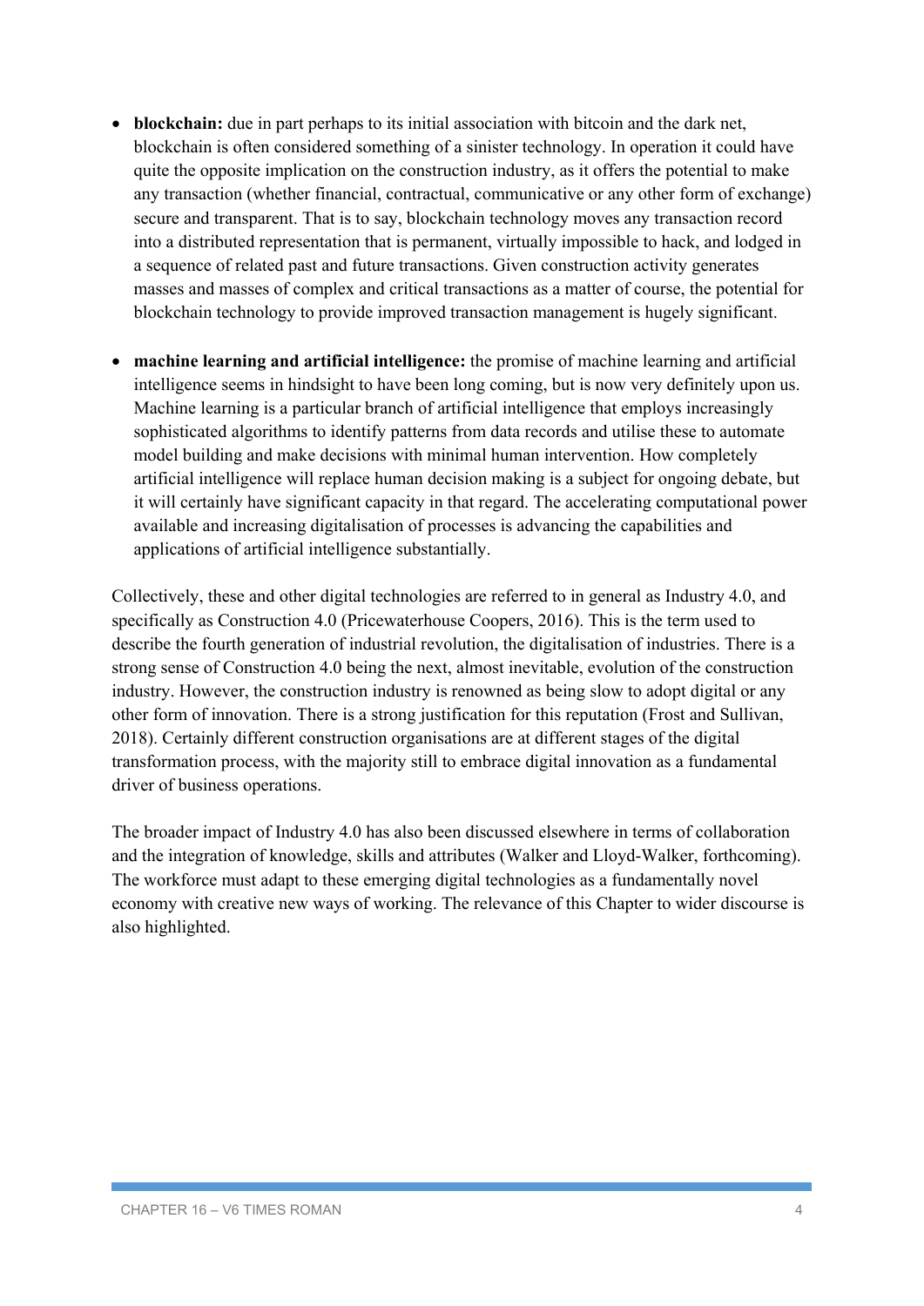- **blockchain:** due in part perhaps to its initial association with bitcoin and the dark net, blockchain is often considered something of a sinister technology. In operation it could have quite the opposite implication on the construction industry, as it offers the potential to make any transaction (whether financial, contractual, communicative or any other form of exchange) secure and transparent. That is to say, blockchain technology moves any transaction record into a distributed representation that is permanent, virtually impossible to hack, and lodged in a sequence of related past and future transactions. Given construction activity generates masses and masses of complex and critical transactions as a matter of course, the potential for blockchain technology to provide improved transaction management is hugely significant.

- **machine learning and artificial intelligence:** the promise of machine learning and artificial intelligence seems in hindsight to have been long coming, but is now very definitely upon us. Machine learning is a particular branch of artificial intelligence that employs increasingly sophisticated algorithms to identify patterns from data records and utilise these to automate model building and make decisions with minimal human intervention. How completely artificial intelligence will replace human decision making is a subject for ongoing debate, but it will certainly have significant capacity in that regard. The accelerating computational power available and increasing digitalisation of processes is advancing the capabilities and applications of artificial intelligence substantially.

Collectively, these and other digital technologies are referred to in general as Industry 4.0, and specifically as Construction 4.0 (Pricewaterhouse Coopers, 2016). This is the term used to describe the fourth generation of industrial revolution, the digitalisation of industries. There is a strong sense of Construction 4.0 being the next, almost inevitable, evolution of the construction industry. However, the construction industry is renowned as being slow to adopt digital or any other form of innovation. There is a strong justification for this reputation (Frost and Sullivan, 2018). Certainly different construction organisations are at different stages of the digital transformation process, with the majority still to embrace digital innovation as a fundamental driver of business operations.

The broader impact of Industry 4.0 has also been discussed elsewhere in terms of collaboration and the integration of knowledge, skills and attributes (Walker and Lloyd-Walker, forthcoming). The workforce must adapt to these emerging digital technologies as a fundamentally novel economy with creative new ways of working. The relevance of this Chapter to wider discourse is also highlighted.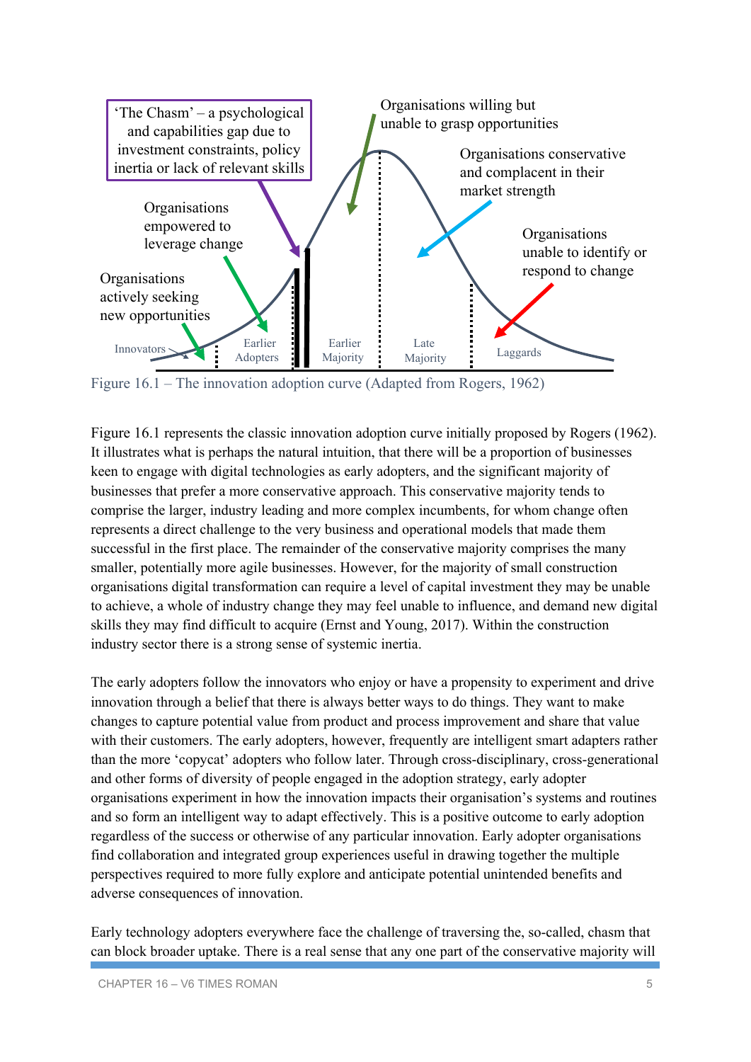'The Chasm' – a psychological and capabilities gap due to investment constraints, policy inertia or lack of relevant skills

Organisations willing but unable to grasp opportunities

Organisations conservative and complacent in their market strength

Organisations empowered to leverage change

Organisations unable to identify or respond to change

Organisations actively seeking new opportunities

Innovators | Earlier Adopters | Earlier Majority | Late Majority | Laggards

Figure 16.1 – The innovation adoption curve (Adapted from Rogers, 1962)

Figure 16.1 represents the classic innovation adoption curve initially proposed by Rogers (1962). It illustrates what is perhaps the natural intuition, that there will be a proportion of businesses keen to engage with digital technologies as early adopters, and the significant majority of businesses that prefer a more conservative approach. This conservative majority tends to comprise the larger, industry leading and more complex incumbents, for whom change often represents a direct challenge to the very business and operational models that made them successful in the first place. The remainder of the conservative majority comprises the many smaller, potentially more agile businesses. However, for the majority of small construction organisations digital transformation can require a level of capital investment they may be unable to achieve, a whole of industry change they may feel unable to influence, and demand new digital skills they may find difficult to acquire (Ernst and Young, 2017). Within the construction industry sector there is a strong sense of systemic inertia.

The early adopters follow the innovators who enjoy or have a propensity to experiment and drive innovation through a belief that there is always better ways to do things. They want to make changes to capture potential value from product and process improvement and share that value with their customers. The early adopters, however, frequently are intelligent smart adapters rather than the more 'copycat' adopters who follow later. Through cross-disciplinary, cross-generational and other forms of diversity of people engaged in the adoption strategy, early adopter organisations experiment in how the innovation impacts their organisation's systems and routines and so form an intelligent way to adapt effectively. This is a positive outcome to early adoption regardless of the success or otherwise of any particular innovation. Early adopter organisations find collaboration and integrated group experiences useful in drawing together the multiple perspectives required to more fully explore and anticipate potential unintended benefits and adverse consequences of innovation.

Early technology adopters everywhere face the challenge of traversing the, so-called, chasm that can block broader uptake. There is a real sense that any one part of the conservative majority will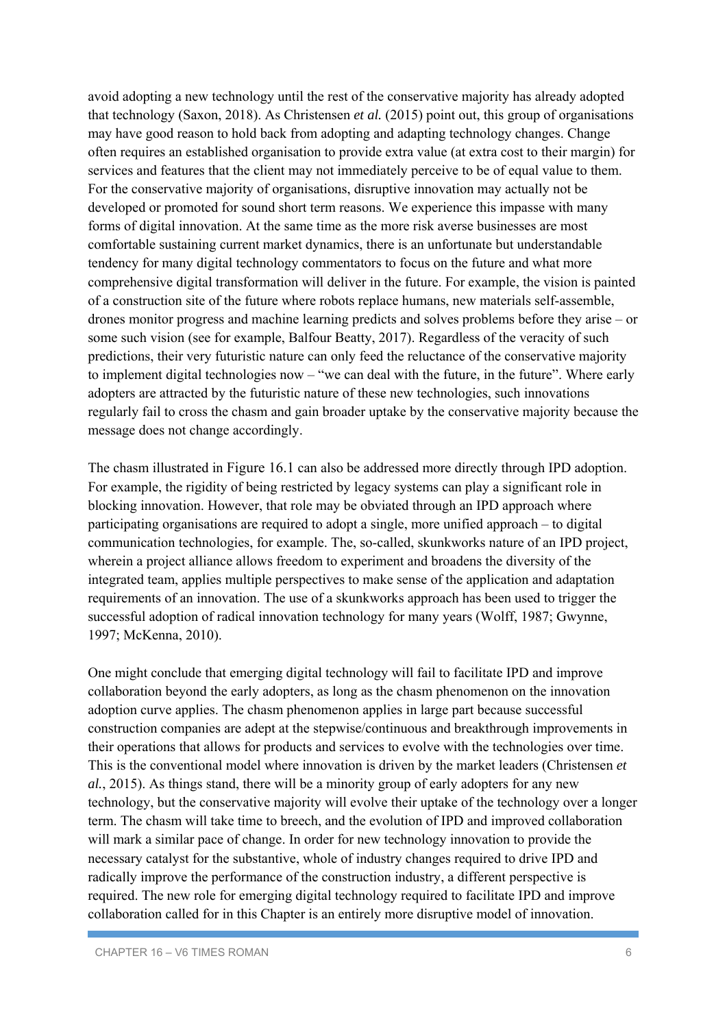avoid adopting a new technology until the rest of the conservative majority has already adopted that technology (Saxon, 2018). As Christensen *et al.* (2015) point out, this group of organisations may have good reason to hold back from adopting and adapting technology changes. Change often requires an established organisation to provide extra value (at extra cost to their margin) for services and features that the client may not immediately perceive to be of equal value to them. For the conservative majority of organisations, disruptive innovation may actually not be developed or promoted for sound short term reasons. We experience this impasse with many forms of digital innovation. At the same time as the more risk averse businesses are most comfortable sustaining current market dynamics, there is an unfortunate but understandable tendency for many digital technology commentators to focus on the future and what more comprehensive digital transformation will deliver in the future. For example, the vision is painted of a construction site of the future where robots replace humans, new materials self-assemble, drones monitor progress and machine learning predicts and solves problems before they arise – or some such vision (see for example, Balfour Beatty, 2017). Regardless of the veracity of such predictions, their very futuristic nature can only feed the reluctance of the conservative majority to implement digital technologies now – "we can deal with the future, in the future". Where early adopters are attracted by the futuristic nature of these new technologies, such innovations regularly fail to cross the chasm and gain broader uptake by the conservative majority because the message does not change accordingly.

The chasm illustrated in Figure 16.1 can also be addressed more directly through IPD adoption. For example, the rigidity of being restricted by legacy systems can play a significant role in blocking innovation. However, that role may be obviated through an IPD approach where participating organisations are required to adopt a single, more unified approach – to digital communication technologies, for example. The, so-called, skunkworks nature of an IPD project, wherein a project alliance allows freedom to experiment and broadens the diversity of the integrated team, applies multiple perspectives to make sense of the application and adaptation requirements of an innovation. The use of a skunkworks approach has been used to trigger the successful adoption of radical innovation technology for many years (Wolff, 1987; Gwynne, 1997; McKenna, 2010).

One might conclude that emerging digital technology will fail to facilitate IPD and improve collaboration beyond the early adopters, as long as the chasm phenomenon on the innovation adoption curve applies. The chasm phenomenon applies in large part because successful construction companies are adept at the stepwise/continuous and breakthrough improvements in their operations that allows for products and services to evolve with the technologies over time. This is the conventional model where innovation is driven by the market leaders (Christensen *et al.*, 2015). As things stand, there will be a minority group of early adopters for any new technology, but the conservative majority will evolve their uptake of the technology over a longer term. The chasm will take time to breech, and the evolution of IPD and improved collaboration will mark a similar pace of change. In order for new technology innovation to provide the necessary catalyst for the substantive, whole of industry changes required to drive IPD and radically improve the performance of the construction industry, a different perspective is required. The new role for emerging digital technology required to facilitate IPD and improve collaboration called for in this Chapter is an entirely more disruptive model of innovation.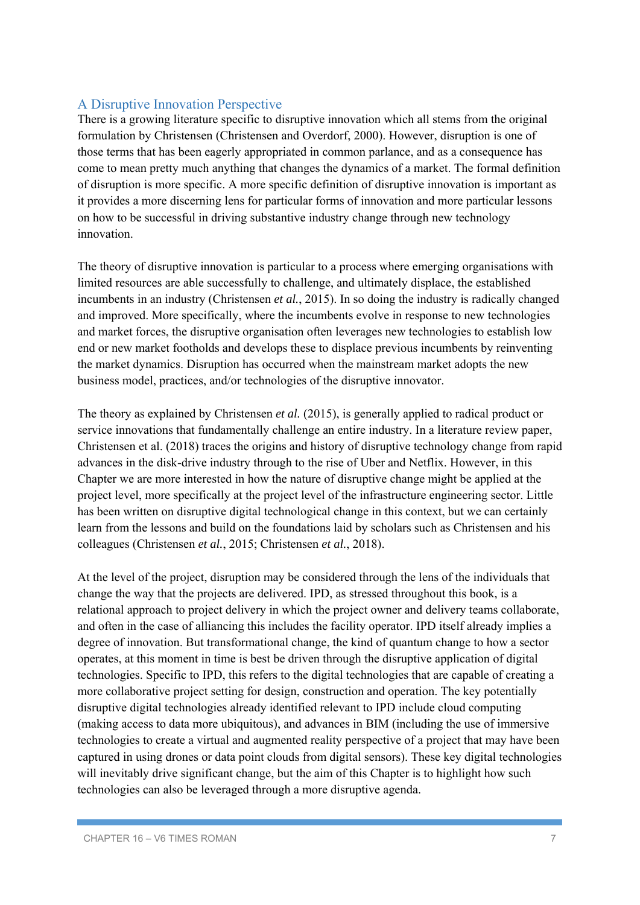## A Disruptive Innovation Perspective

There is a growing literature specific to disruptive innovation which all stems from the original formulation by Christensen (Christensen and Overdorf, 2000). However, disruption is one of those terms that has been eagerly appropriated in common parlance, and as a consequence has come to mean pretty much anything that changes the dynamics of a market. The formal definition of disruption is more specific. A more specific definition of disruptive innovation is important as it provides a more discerning lens for particular forms of innovation and more particular lessons on how to be successful in driving substantive industry change through new technology innovation.

The theory of disruptive innovation is particular to a process where emerging organisations with limited resources are able successfully to challenge, and ultimately displace, the established incumbents in an industry (Christensen *et al.*, 2015). In so doing the industry is radically changed and improved. More specifically, where the incumbents evolve in response to new technologies and market forces, the disruptive organisation often leverages new technologies to establish low end or new market footholds and develops these to displace previous incumbents by reinventing the market dynamics. Disruption has occurred when the mainstream market adopts the new business model, practices, and/or technologies of the disruptive innovator.

The theory as explained by Christensen *et al.* (2015), is generally applied to radical product or service innovations that fundamentally challenge an entire industry. In a literature review paper, Christensen et al. (2018) traces the origins and history of disruptive technology change from rapid advances in the disk-drive industry through to the rise of Uber and Netflix. However, in this Chapter we are more interested in how the nature of disruptive change might be applied at the project level, more specifically at the project level of the infrastructure engineering sector. Little has been written on disruptive digital technological change in this context, but we can certainly learn from the lessons and build on the foundations laid by scholars such as Christensen and his colleagues (Christensen *et al.*, 2015; Christensen *et al.*, 2018).

At the level of the project, disruption may be considered through the lens of the individuals that change the way that the projects are delivered. IPD, as stressed throughout this book, is a relational approach to project delivery in which the project owner and delivery teams collaborate, and often in the case of alliancing this includes the facility operator. IPD itself already implies a degree of innovation. But transformational change, the kind of quantum change to how a sector operates, at this moment in time is best be driven through the disruptive application of digital technologies. Specific to IPD, this refers to the digital technologies that are capable of creating a more collaborative project setting for design, construction and operation. The key potentially disruptive digital technologies already identified relevant to IPD include cloud computing (making access to data more ubiquitous), and advances in BIM (including the use of immersive technologies to create a virtual and augmented reality perspective of a project that may have been captured in using drones or data point clouds from digital sensors). These key digital technologies will inevitably drive significant change, but the aim of this Chapter is to highlight how such technologies can also be leveraged through a more disruptive agenda.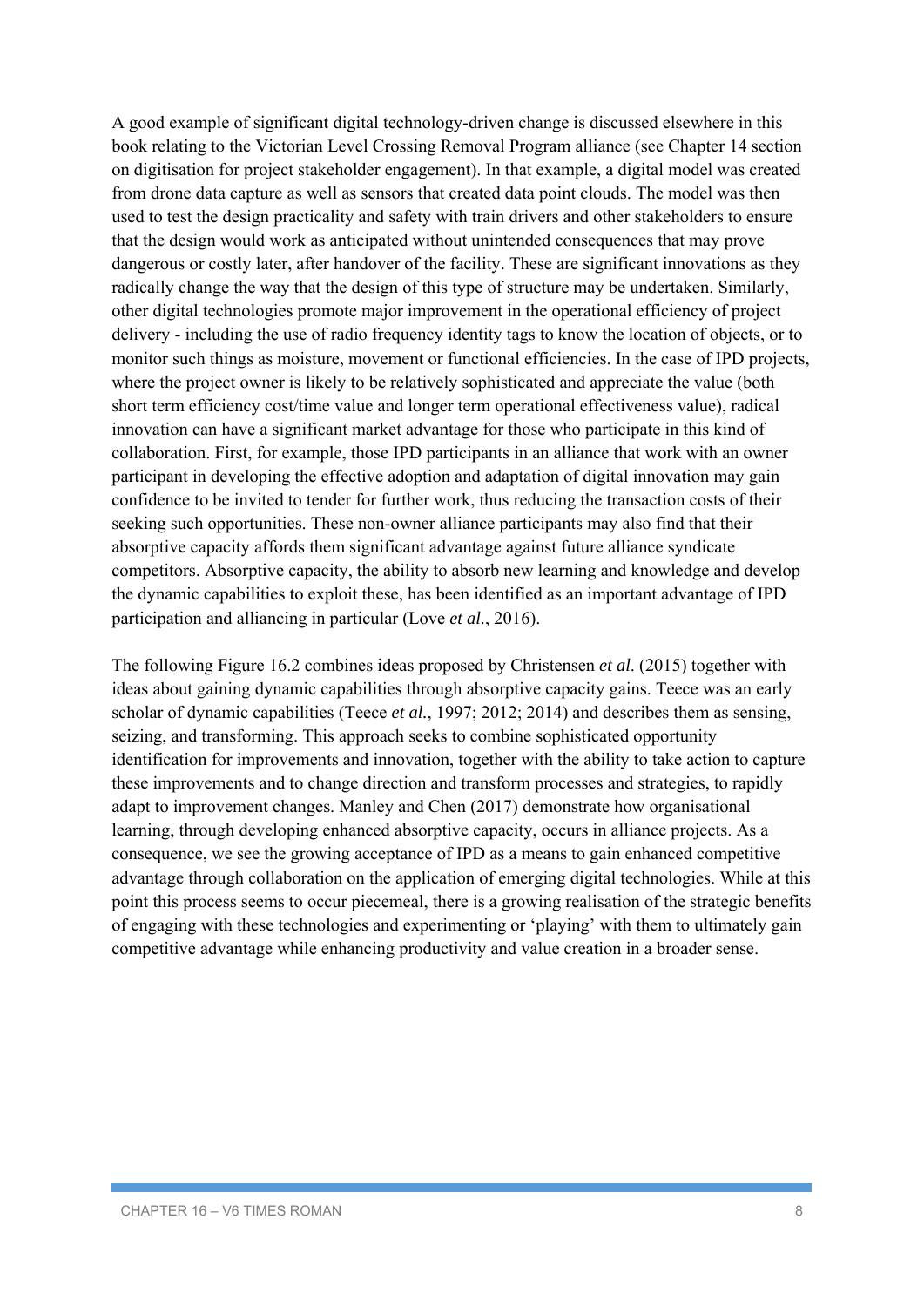A good example of significant digital technology-driven change is discussed elsewhere in this book relating to the Victorian Level Crossing Removal Program alliance (see Chapter 14 section on digitisation for project stakeholder engagement). In that example, a digital model was created from drone data capture as well as sensors that created data point clouds. The model was then used to test the design practicality and safety with train drivers and other stakeholders to ensure that the design would work as anticipated without unintended consequences that may prove dangerous or costly later, after handover of the facility. These are significant innovations as they radically change the way that the design of this type of structure may be undertaken. Similarly, other digital technologies promote major improvement in the operational efficiency of project delivery - including the use of radio frequency identity tags to know the location of objects, or to monitor such things as moisture, movement or functional efficiencies. In the case of IPD projects, where the project owner is likely to be relatively sophisticated and appreciate the value (both short term efficiency cost/time value and longer term operational effectiveness value), radical innovation can have a significant market advantage for those who participate in this kind of collaboration. First, for example, those IPD participants in an alliance that work with an owner participant in developing the effective adoption and adaptation of digital innovation may gain confidence to be invited to tender for further work, thus reducing the transaction costs of their seeking such opportunities. These non-owner alliance participants may also find that their absorptive capacity affords them significant advantage against future alliance syndicate competitors. Absorptive capacity, the ability to absorb new learning and knowledge and develop the dynamic capabilities to exploit these, has been identified as an important advantage of IPD participation and alliancing in particular (Love *et al.*, 2016).

The following Figure 16.2 combines ideas proposed by Christensen *et al*. (2015) together with ideas about gaining dynamic capabilities through absorptive capacity gains. Teece was an early scholar of dynamic capabilities (Teece *et al.*, 1997; 2012; 2014) and describes them as sensing, seizing, and transforming. This approach seeks to combine sophisticated opportunity identification for improvements and innovation, together with the ability to take action to capture these improvements and to change direction and transform processes and strategies, to rapidly adapt to improvement changes. Manley and Chen (2017) demonstrate how organisational learning, through developing enhanced absorptive capacity, occurs in alliance projects. As a consequence, we see the growing acceptance of IPD as a means to gain enhanced competitive advantage through collaboration on the application of emerging digital technologies. While at this point this process seems to occur piecemeal, there is a growing realisation of the strategic benefits of engaging with these technologies and experimenting or 'playing' with them to ultimately gain competitive advantage while enhancing productivity and value creation in a broader sense.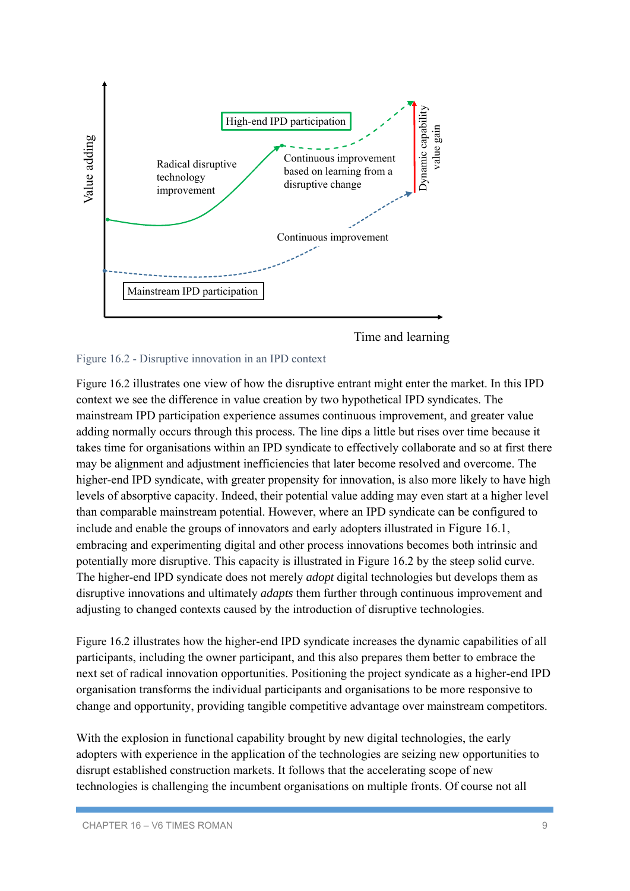Figure 16.2 - Disruptive innovation in an IPD context

Figure 16.2 illustrates one view of how the disruptive entrant might enter the market. In this IPD context we see the difference in value creation by two hypothetical IPD syndicates. The mainstream IPD participation experience assumes continuous improvement, and greater value adding normally occurs through this process. The line dips a little but rises over time because it takes time for organisations within an IPD syndicate to effectively collaborate and so at first there may be alignment and adjustment inefficiencies that later become resolved and overcome. The higher-end IPD syndicate, with greater propensity for innovation, is also more likely to have high levels of absorptive capacity. Indeed, their potential value adding may even start at a higher level than comparable mainstream potential. However, where an IPD syndicate can be configured to include and enable the groups of innovators and early adopters illustrated in Figure 16.1, embracing and experimenting digital and other process innovations becomes both intrinsic and potentially more disruptive. This capacity is illustrated in Figure 16.2 by the steep solid curve. The higher-end IPD syndicate does not merely *adopt* digital technologies but develops them as disruptive innovations and ultimately *adapts* them further through continuous improvement and adjusting to changed contexts caused by the introduction of disruptive technologies.

Figure 16.2 illustrates how the higher-end IPD syndicate increases the dynamic capabilities of all participants, including the owner participant, and this also prepares them better to embrace the next set of radical innovation opportunities. Positioning the project syndicate as a higher-end IPD organisation transforms the individual participants and organisations to be more responsive to change and opportunity, providing tangible competitive advantage over mainstream competitors.

With the explosion in functional capability brought by new digital technologies, the early adopters with experience in the application of the technologies are seizing new opportunities to disrupt established construction markets. It follows that the accelerating scope of new technologies is challenging the incumbent organisations on multiple fronts. Of course not all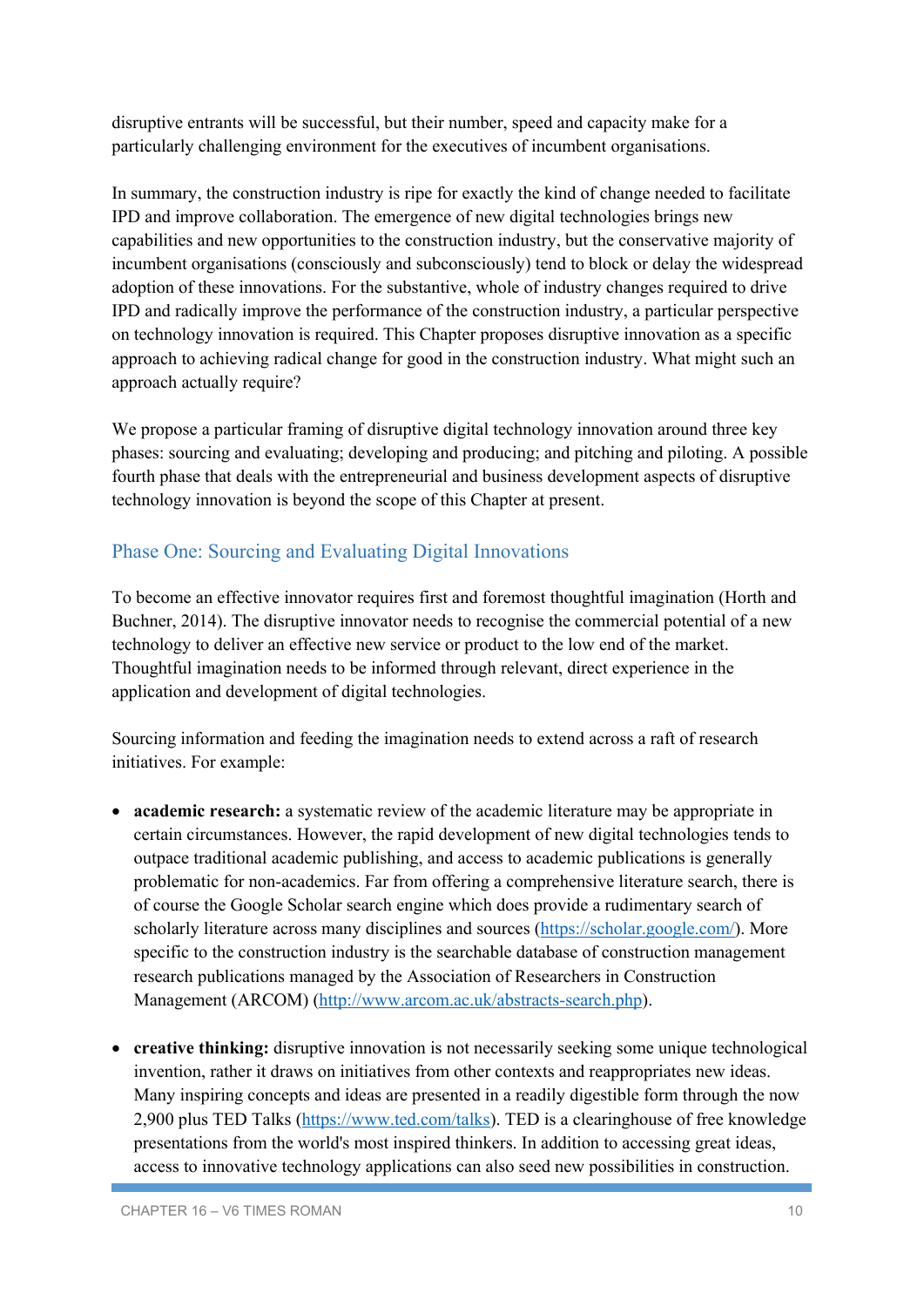disruptive entrants will be successful, but their number, speed and capacity make for a particularly challenging environment for the executives of incumbent organisations.

In summary, the construction industry is ripe for exactly the kind of change needed to facilitate IPD and improve collaboration. The emergence of new digital technologies brings new capabilities and new opportunities to the construction industry, but the conservative majority of incumbent organisations (consciously and subconsciously) tend to block or delay the widespread adoption of these innovations. For the substantive, whole of industry changes required to drive IPD and radically improve the performance of the construction industry, a particular perspective on technology innovation is required. This Chapter proposes disruptive innovation as a specific approach to achieving radical change for good in the construction industry. What might such an approach actually require?

We propose a particular framing of disruptive digital technology innovation around three key phases: sourcing and evaluating; developing and producing; and pitching and piloting. A possible fourth phase that deals with the entrepreneurial and business development aspects of disruptive technology innovation is beyond the scope of this Chapter at present.

## Phase One: Sourcing and Evaluating Digital Innovations

To become an effective innovator requires first and foremost thoughtful imagination (Horth and Buchner, 2014). The disruptive innovator needs to recognise the commercial potential of a new technology to deliver an effective new service or product to the low end of the market. Thoughtful imagination needs to be informed through relevant, direct experience in the application and development of digital technologies.

Sourcing information and feeding the imagination needs to extend across a raft of research initiatives. For example:

- **academic research:** a systematic review of the academic literature may be appropriate in certain circumstances. However, the rapid development of new digital technologies tends to outpace traditional academic publishing, and access to academic publications is generally problematic for non-academics. Far from offering a comprehensive literature search, there is of course the Google Scholar search engine which does provide a rudimentary search of scholarly literature across many disciplines and sources (https://scholar.google.com/). More specific to the construction industry is the searchable database of construction management research publications managed by the Association of Researchers in Construction Management (ARCOM) (http://www.arcom.ac.uk/abstracts-search.php).

- **creative thinking:** disruptive innovation is not necessarily seeking some unique technological invention, rather it draws on initiatives from other contexts and reappropriates new ideas. Many inspiring concepts and ideas are presented in a readily digestible form through the now 2,900 plus TED Talks (https://www.ted.com/talks). TED is a clearinghouse of free knowledge presentations from the world's most inspired thinkers. In addition to accessing great ideas, access to innovative technology applications can also seed new possibilities in construction.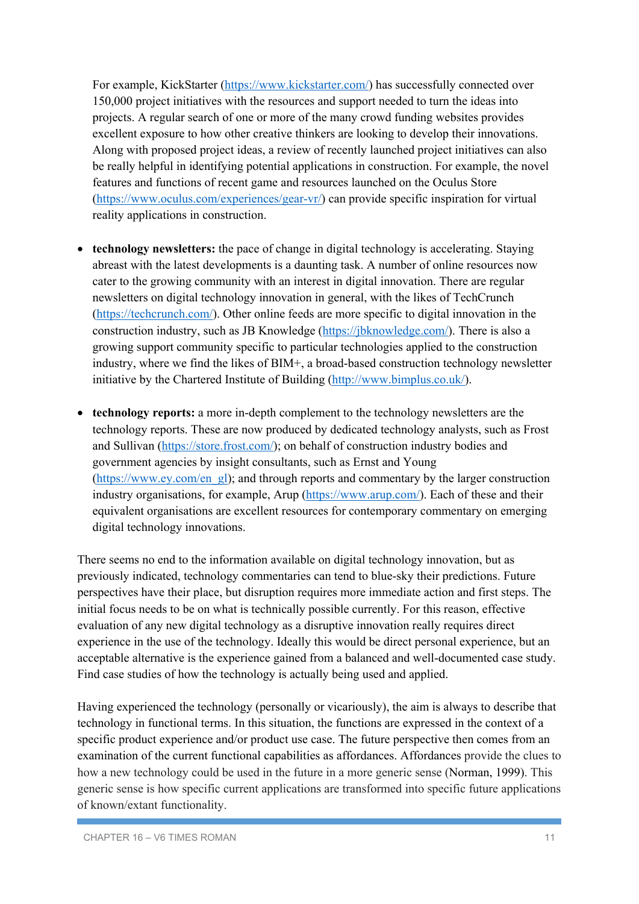For example, KickStarter (https://www.kickstarter.com/) has successfully connected over 150,000 project initiatives with the resources and support needed to turn the ideas into projects. A regular search of one or more of the many crowd funding websites provides excellent exposure to how other creative thinkers are looking to develop their innovations. Along with proposed project ideas, a review of recently launched project initiatives can also be really helpful in identifying potential applications in construction. For example, the novel features and functions of recent game and resources launched on the Oculus Store (https://www.oculus.com/experiences/gear-vr/) can provide specific inspiration for virtual reality applications in construction.

- **technology newsletters:** the pace of change in digital technology is accelerating. Staying abreast with the latest developments is a daunting task. A number of online resources now cater to the growing community with an interest in digital innovation. There are regular newsletters on digital technology innovation in general, with the likes of TechCrunch (https://techcrunch.com/). Other online feeds are more specific to digital innovation in the construction industry, such as JB Knowledge (https://jbknowledge.com/). There is also a growing support community specific to particular technologies applied to the construction industry, where we find the likes of BIM+, a broad-based construction technology newsletter initiative by the Chartered Institute of Building (http://www.bimplus.co.uk/).

- **technology reports:** a more in-depth complement to the technology newsletters are the technology reports. These are now produced by dedicated technology analysts, such as Frost and Sullivan (https://store.frost.com/); on behalf of construction industry bodies and government agencies by insight consultants, such as Ernst and Young (https://www.ey.com/en_gl); and through reports and commentary by the larger construction industry organisations, for example, Arup (https://www.arup.com/). Each of these and their equivalent organisations are excellent resources for contemporary commentary on emerging digital technology innovations.

There seems no end to the information available on digital technology innovation, but as previously indicated, technology commentaries can tend to blue-sky their predictions. Future perspectives have their place, but disruption requires more immediate action and first steps. The initial focus needs to be on what is technically possible currently. For this reason, effective evaluation of any new digital technology as a disruptive innovation really requires direct experience in the use of the technology. Ideally this would be direct personal experience, but an acceptable alternative is the experience gained from a balanced and well-documented case study. Find case studies of how the technology is actually being used and applied.

Having experienced the technology (personally or vicariously), the aim is always to describe that technology in functional terms. In this situation, the functions are expressed in the context of a specific product experience and/or product use case. The future perspective then comes from an examination of the current functional capabilities as affordances. Affordances provide the clues to how a new technology could be used in the future in a more generic sense (Norman, 1999). This generic sense is how specific current applications are transformed into specific future applications of known/extant functionality.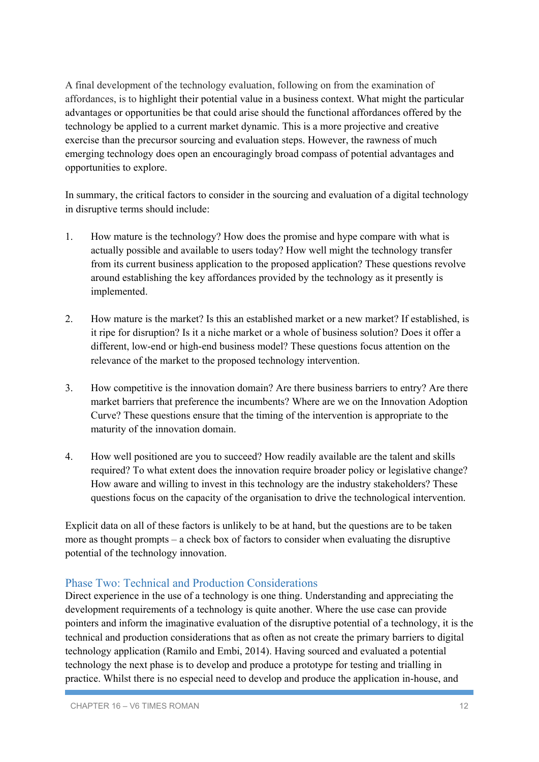A final development of the technology evaluation, following on from the examination of affordances, is to highlight their potential value in a business context. What might the particular advantages or opportunities be that could arise should the functional affordances offered by the technology be applied to a current market dynamic. This is a more projective and creative exercise than the precursor sourcing and evaluation steps. However, the rawness of much emerging technology does open an encouragingly broad compass of potential advantages and opportunities to explore.

In summary, the critical factors to consider in the sourcing and evaluation of a digital technology in disruptive terms should include:

1. How mature is the technology? How does the promise and hype compare with what is actually possible and available to users today? How well might the technology transfer from its current business application to the proposed application? These questions revolve around establishing the key affordances provided by the technology as it presently is implemented.

2. How mature is the market? Is this an established market or a new market? If established, is it ripe for disruption? Is it a niche market or a whole of business solution? Does it offer a different, low-end or high-end business model? These questions focus attention on the relevance of the market to the proposed technology intervention.

3. How competitive is the innovation domain? Are there business barriers to entry? Are there market barriers that preference the incumbents? Where are we on the Innovation Adoption Curve? These questions ensure that the timing of the intervention is appropriate to the maturity of the innovation domain.

4. How well positioned are you to succeed? How readily available are the talent and skills required? To what extent does the innovation require broader policy or legislative change? How aware and willing to invest in this technology are the industry stakeholders? These questions focus on the capacity of the organisation to drive the technological intervention.

Explicit data on all of these factors is unlikely to be at hand, but the questions are to be taken more as thought prompts – a check box of factors to consider when evaluating the disruptive potential of the technology innovation.

## Phase Two: Technical and Production Considerations

Direct experience in the use of a technology is one thing. Understanding and appreciating the development requirements of a technology is quite another. Where the use case can provide pointers and inform the imaginative evaluation of the disruptive potential of a technology, it is the technical and production considerations that as often as not create the primary barriers to digital technology application (Ramilo and Embi, 2014). Having sourced and evaluated a potential technology the next phase is to develop and produce a prototype for testing and trialling in practice. Whilst there is no especial need to develop and produce the application in-house, and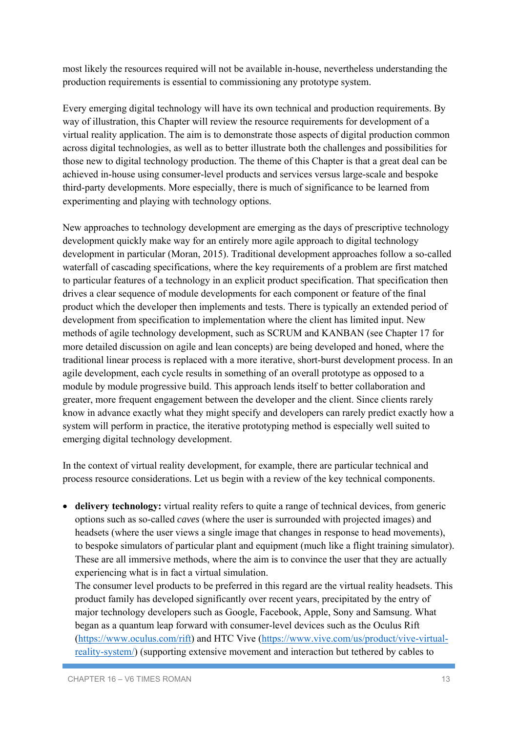most likely the resources required will not be available in-house, nevertheless understanding the production requirements is essential to commissioning any prototype system.

Every emerging digital technology will have its own technical and production requirements. By way of illustration, this Chapter will review the resource requirements for development of a virtual reality application. The aim is to demonstrate those aspects of digital production common across digital technologies, as well as to better illustrate both the challenges and possibilities for those new to digital technology production. The theme of this Chapter is that a great deal can be achieved in-house using consumer-level products and services versus large-scale and bespoke third-party developments. More especially, there is much of significance to be learned from experimenting and playing with technology options.

New approaches to technology development are emerging as the days of prescriptive technology development quickly make way for an entirely more agile approach to digital technology development in particular (Moran, 2015). Traditional development approaches follow a so-called waterfall of cascading specifications, where the key requirements of a problem are first matched to particular features of a technology in an explicit product specification. That specification then drives a clear sequence of module developments for each component or feature of the final product which the developer then implements and tests. There is typically an extended period of development from specification to implementation where the client has limited input. New methods of agile technology development, such as SCRUM and KANBAN (see Chapter 17 for more detailed discussion on agile and lean concepts) are being developed and honed, where the traditional linear process is replaced with a more iterative, short-burst development process. In an agile development, each cycle results in something of an overall prototype as opposed to a module by module progressive build. This approach lends itself to better collaboration and greater, more frequent engagement between the developer and the client. Since clients rarely know in advance exactly what they might specify and developers can rarely predict exactly how a system will perform in practice, the iterative prototyping method is especially well suited to emerging digital technology development.

In the context of virtual reality development, for example, there are particular technical and process resource considerations. Let us begin with a review of the key technical components.

- **delivery technology:** virtual reality refers to quite a range of technical devices, from generic options such as so-called *caves* (where the user is surrounded with projected images) and headsets (where the user views a single image that changes in response to head movements), to bespoke simulators of particular plant and equipment (much like a flight training simulator). These are all immersive methods, where the aim is to convince the user that they are actually experiencing what is in fact a virtual simulation.
  The consumer level products to be preferred in this regard are the virtual reality headsets. This product family has developed significantly over recent years, precipitated by the entry of major technology developers such as Google, Facebook, Apple, Sony and Samsung. What began as a quantum leap forward with consumer-level devices such as the Oculus Rift (https://www.oculus.com/rift) and HTC Vive (https://www.vive.com/us/product/vive-virtual-reality-system/) (supporting extensive movement and interaction but tethered by cables to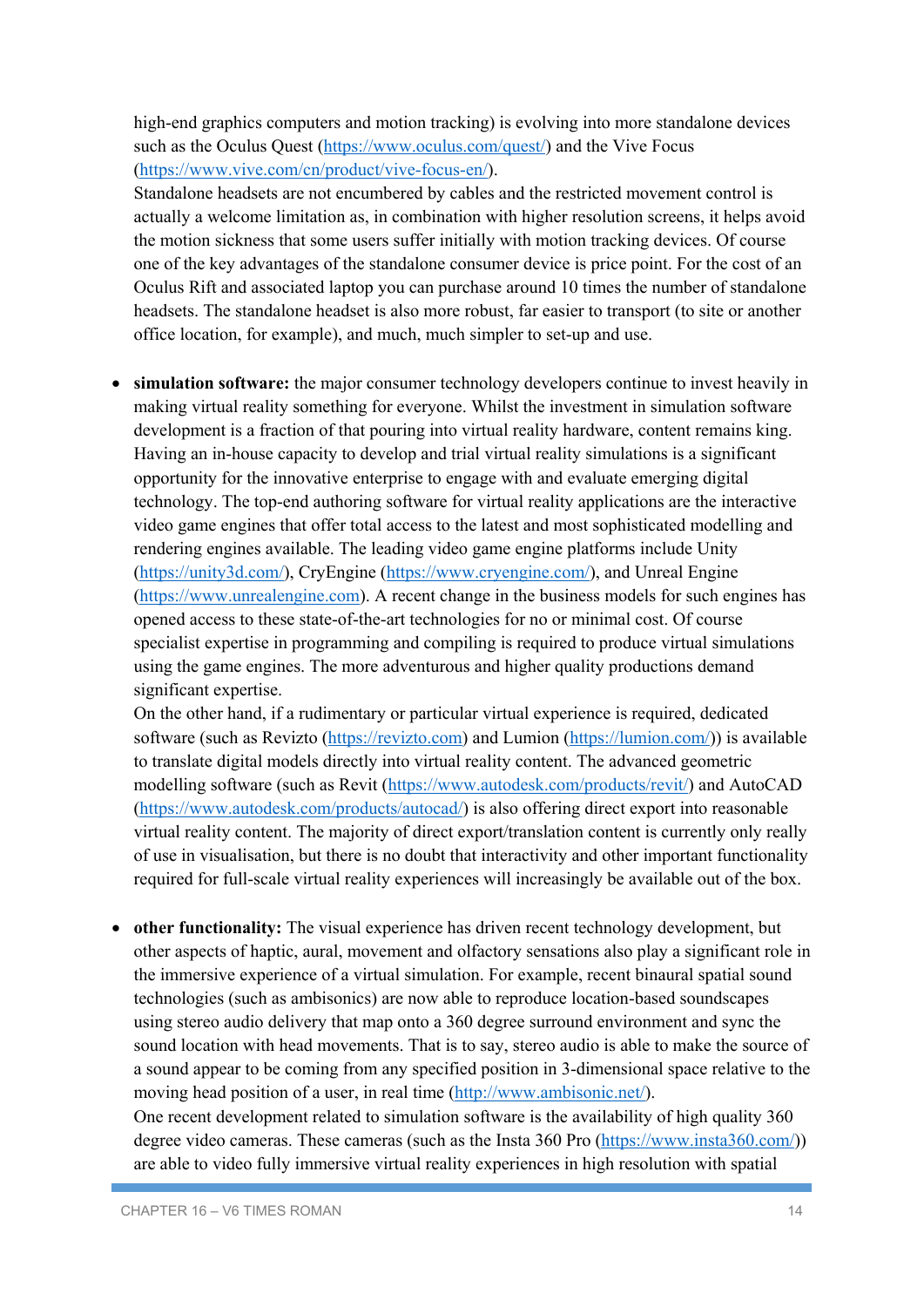high-end graphics computers and motion tracking) is evolving into more standalone devices such as the Oculus Quest (https://www.oculus.com/quest/) and the Vive Focus (https://www.vive.com/cn/product/vive-focus-en/).
Standalone headsets are not encumbered by cables and the restricted movement control is actually a welcome limitation as, in combination with higher resolution screens, it helps avoid the motion sickness that some users suffer initially with motion tracking devices. Of course one of the key advantages of the standalone consumer device is price point. For the cost of an Oculus Rift and associated laptop you can purchase around 10 times the number of standalone headsets. The standalone headset is also more robust, far easier to transport (to site or another office location, for example), and much, much simpler to set-up and use.

- **simulation software:** the major consumer technology developers continue to invest heavily in making virtual reality something for everyone. Whilst the investment in simulation software development is a fraction of that pouring into virtual reality hardware, content remains king. Having an in-house capacity to develop and trial virtual reality simulations is a significant opportunity for the innovative enterprise to engage with and evaluate emerging digital technology. The top-end authoring software for virtual reality applications are the interactive video game engines that offer total access to the latest and most sophisticated modelling and rendering engines available. The leading video game engine platforms include Unity (https://unity3d.com/), CryEngine (https://www.cryengine.com/), and Unreal Engine (https://www.unrealengine.com). A recent change in the business models for such engines has opened access to these state-of-the-art technologies for no or minimal cost. Of course specialist expertise in programming and compiling is required to produce virtual simulations using the game engines. The more adventurous and higher quality productions demand significant expertise.
On the other hand, if a rudimentary or particular virtual experience is required, dedicated software (such as Revizto (https://revizto.com) and Lumion (https://lumion.com/)) is available to translate digital models directly into virtual reality content. The advanced geometric modelling software (such as Revit (https://www.autodesk.com/products/revit/) and AutoCAD (https://www.autodesk.com/products/autocad/) is also offering direct export into reasonable virtual reality content. The majority of direct export/translation content is currently only really of use in visualisation, but there is no doubt that interactivity and other important functionality required for full-scale virtual reality experiences will increasingly be available out of the box.

- **other functionality:** The visual experience has driven recent technology development, but other aspects of haptic, aural, movement and olfactory sensations also play a significant role in the immersive experience of a virtual simulation. For example, recent binaural spatial sound technologies (such as ambisonics) are now able to reproduce location-based soundscapes using stereo audio delivery that map onto a 360 degree surround environment and sync the sound location with head movements. That is to say, stereo audio is able to make the source of a sound appear to be coming from any specified position in 3-dimensional space relative to the moving head position of a user, in real time (http://www.ambisonic.net/).
One recent development related to simulation software is the availability of high quality 360 degree video cameras. These cameras (such as the Insta 360 Pro (https://www.insta360.com/)) are able to video fully immersive virtual reality experiences in high resolution with spatial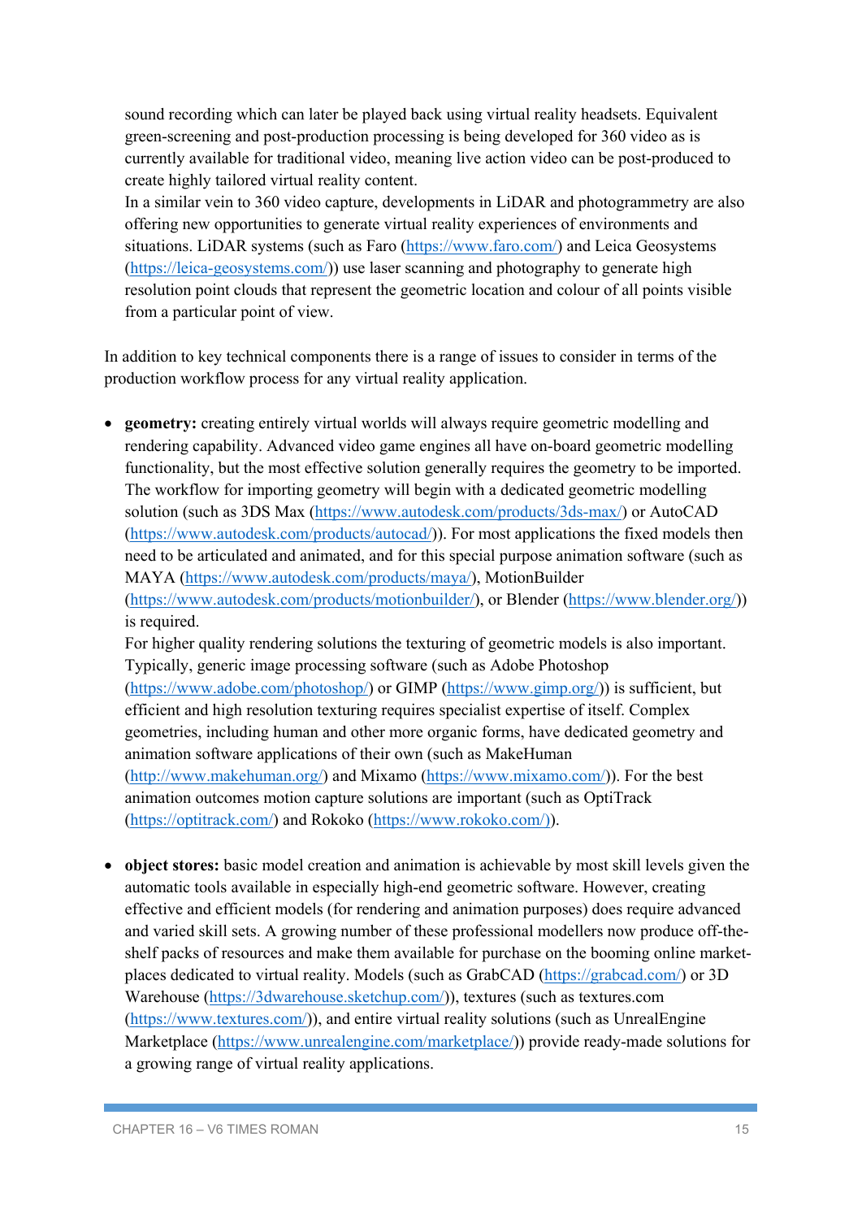sound recording which can later be played back using virtual reality headsets. Equivalent green-screening and post-production processing is being developed for 360 video as is currently available for traditional video, meaning live action video can be post-produced to create highly tailored virtual reality content.
In a similar vein to 360 video capture, developments in LiDAR and photogrammetry are also offering new opportunities to generate virtual reality experiences of environments and situations. LiDAR systems (such as Faro (https://www.faro.com/) and Leica Geosystems (https://leica-geosystems.com/)) use laser scanning and photography to generate high resolution point clouds that represent the geometric location and colour of all points visible from a particular point of view.

In addition to key technical components there is a range of issues to consider in terms of the production workflow process for any virtual reality application.

- **geometry:** creating entirely virtual worlds will always require geometric modelling and rendering capability. Advanced video game engines all have on-board geometric modelling functionality, but the most effective solution generally requires the geometry to be imported. The workflow for importing geometry will begin with a dedicated geometric modelling solution (such as 3DS Max (https://www.autodesk.com/products/3ds-max/) or AutoCAD (https://www.autodesk.com/products/autocad/)). For most applications the fixed models then need to be articulated and animated, and for this special purpose animation software (such as MAYA (https://www.autodesk.com/products/maya/), MotionBuilder (https://www.autodesk.com/products/motionbuilder/), or Blender (https://www.blender.org/)) is required.
  For higher quality rendering solutions the texturing of geometric models is also important. Typically, generic image processing software (such as Adobe Photoshop (https://www.adobe.com/photoshop/) or GIMP (https://www.gimp.org/)) is sufficient, but efficient and high resolution texturing requires specialist expertise of itself. Complex geometries, including human and other more organic forms, have dedicated geometry and animation software applications of their own (such as MakeHuman (http://www.makehuman.org/) and Mixamo (https://www.mixamo.com/)). For the best animation outcomes motion capture solutions are important (such as OptiTrack (https://optitrack.com/) and Rokoko (https://www.rokoko.com/)).

- **object stores:** basic model creation and animation is achievable by most skill levels given the automatic tools available in especially high-end geometric software. However, creating effective and efficient models (for rendering and animation purposes) does require advanced and varied skill sets. A growing number of these professional modellers now produce off-the-shelf packs of resources and make them available for purchase on the booming online market-places dedicated to virtual reality. Models (such as GrabCAD (https://grabcad.com/) or 3D Warehouse (https://3dwarehouse.sketchup.com/)), textures (such as textures.com (https://www.textures.com/)), and entire virtual reality solutions (such as UnrealEngine Marketplace (https://www.unrealengine.com/marketplace/)) provide ready-made solutions for a growing range of virtual reality applications.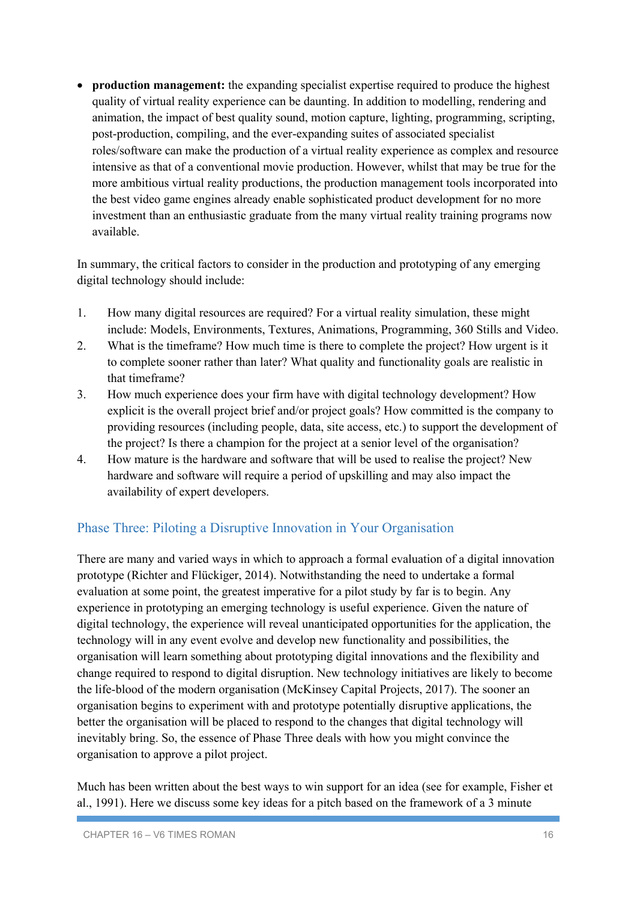- **production management:** the expanding specialist expertise required to produce the highest quality of virtual reality experience can be daunting. In addition to modelling, rendering and animation, the impact of best quality sound, motion capture, lighting, programming, scripting, post-production, compiling, and the ever-expanding suites of associated specialist roles/software can make the production of a virtual reality experience as complex and resource intensive as that of a conventional movie production. However, whilst that may be true for the more ambitious virtual reality productions, the production management tools incorporated into the best video game engines already enable sophisticated product development for no more investment than an enthusiastic graduate from the many virtual reality training programs now available.

In summary, the critical factors to consider in the production and prototyping of any emerging digital technology should include:

1. How many digital resources are required? For a virtual reality simulation, these might include: Models, Environments, Textures, Animations, Programming, 360 Stills and Video.
2. What is the timeframe? How much time is there to complete the project? How urgent is it to complete sooner rather than later? What quality and functionality goals are realistic in that timeframe?
3. How much experience does your firm have with digital technology development? How explicit is the overall project brief and/or project goals? How committed is the company to providing resources (including people, data, site access, etc.) to support the development of the project? Is there a champion for the project at a senior level of the organisation?
4. How mature is the hardware and software that will be used to realise the project? New hardware and software will require a period of upskilling and may also impact the availability of expert developers.

## Phase Three: Piloting a Disruptive Innovation in Your Organisation

There are many and varied ways in which to approach a formal evaluation of a digital innovation prototype (Richter and Flückiger, 2014). Notwithstanding the need to undertake a formal evaluation at some point, the greatest imperative for a pilot study by far is to begin. Any experience in prototyping an emerging technology is useful experience. Given the nature of digital technology, the experience will reveal unanticipated opportunities for the application, the technology will in any event evolve and develop new functionality and possibilities, the organisation will learn something about prototyping digital innovations and the flexibility and change required to respond to digital disruption. New technology initiatives are likely to become the life-blood of the modern organisation (McKinsey Capital Projects, 2017). The sooner an organisation begins to experiment with and prototype potentially disruptive applications, the better the organisation will be placed to respond to the changes that digital technology will inevitably bring. So, the essence of Phase Three deals with how you might convince the organisation to approve a pilot project.

Much has been written about the best ways to win support for an idea (see for example, Fisher et al., 1991). Here we discuss some key ideas for a pitch based on the framework of a 3 minute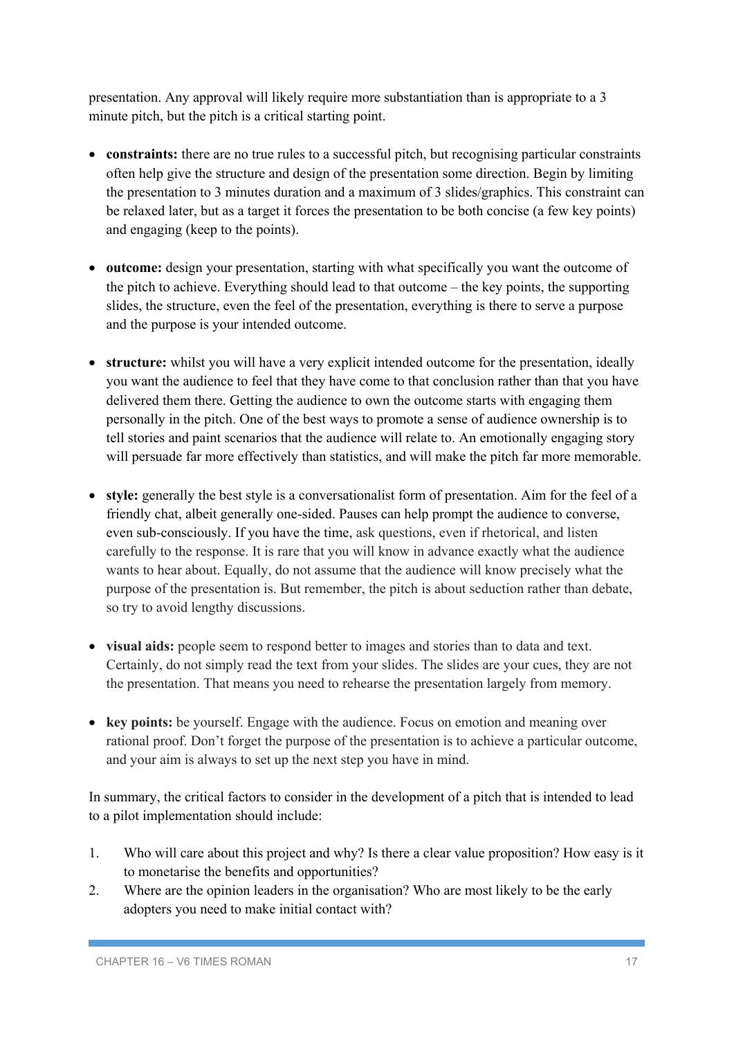presentation. Any approval will likely require more substantiation than is appropriate to a 3 minute pitch, but the pitch is a critical starting point.

- **constraints:** there are no true rules to a successful pitch, but recognising particular constraints often help give the structure and design of the presentation some direction. Begin by limiting the presentation to 3 minutes duration and a maximum of 3 slides/graphics. This constraint can be relaxed later, but as a target it forces the presentation to be both concise (a few key points) and engaging (keep to the points).

- **outcome:** design your presentation, starting with what specifically you want the outcome of the pitch to achieve. Everything should lead to that outcome – the key points, the supporting slides, the structure, even the feel of the presentation, everything is there to serve a purpose and the purpose is your intended outcome.

- **structure:** whilst you will have a very explicit intended outcome for the presentation, ideally you want the audience to feel that they have come to that conclusion rather than that you have delivered them there. Getting the audience to own the outcome starts with engaging them personally in the pitch. One of the best ways to promote a sense of audience ownership is to tell stories and paint scenarios that the audience will relate to. An emotionally engaging story will persuade far more effectively than statistics, and will make the pitch far more memorable.

- **style:** generally the best style is a conversationalist form of presentation. Aim for the feel of a friendly chat, albeit generally one-sided. Pauses can help prompt the audience to converse, even sub-consciously. If you have the time, ask questions, even if rhetorical, and listen carefully to the response. It is rare that you will know in advance exactly what the audience wants to hear about. Equally, do not assume that the audience will know precisely what the purpose of the presentation is. But remember, the pitch is about seduction rather than debate, so try to avoid lengthy discussions.

- **visual aids:** people seem to respond better to images and stories than to data and text. Certainly, do not simply read the text from your slides. The slides are your cues, they are not the presentation. That means you need to rehearse the presentation largely from memory.

- **key points:** be yourself. Engage with the audience. Focus on emotion and meaning over rational proof. Don't forget the purpose of the presentation is to achieve a particular outcome, and your aim is always to set up the next step you have in mind.

In summary, the critical factors to consider in the development of a pitch that is intended to lead to a pilot implementation should include:

1. Who will care about this project and why? Is there a clear value proposition? How easy is it to monetarise the benefits and opportunities?
2. Where are the opinion leaders in the organisation? Who are most likely to be the early adopters you need to make initial contact with?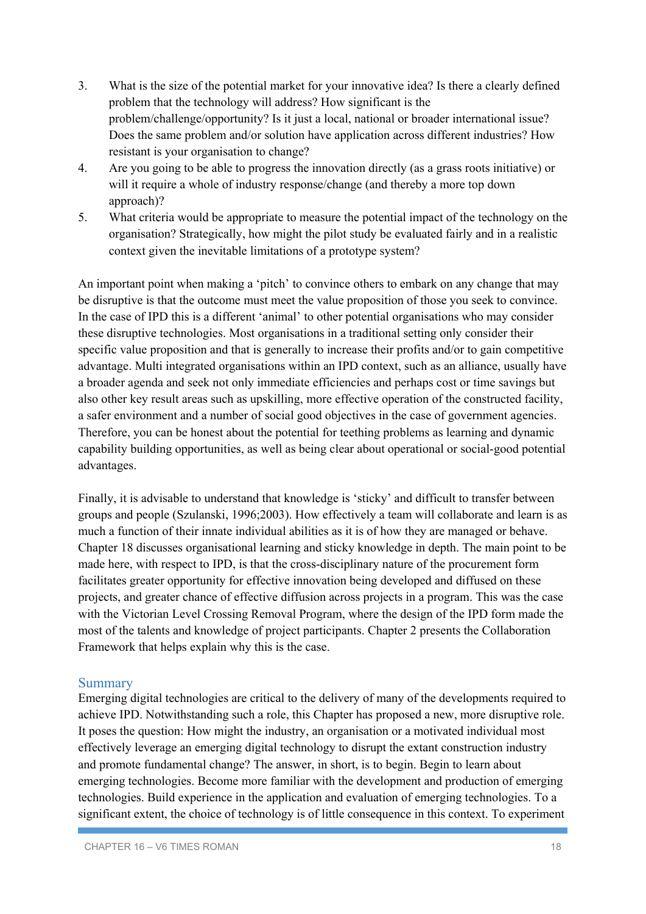3. What is the size of the potential market for your innovative idea? Is there a clearly defined problem that the technology will address? How significant is the problem/challenge/opportunity? Is it just a local, national or broader international issue? Does the same problem and/or solution have application across different industries? How resistant is your organisation to change?
4. Are you going to be able to progress the innovation directly (as a grass roots initiative) or will it require a whole of industry response/change (and thereby a more top down approach)?
5. What criteria would be appropriate to measure the potential impact of the technology on the organisation? Strategically, how might the pilot study be evaluated fairly and in a realistic context given the inevitable limitations of a prototype system?

An important point when making a 'pitch' to convince others to embark on any change that may be disruptive is that the outcome must meet the value proposition of those you seek to convince. In the case of IPD this is a different 'animal' to other potential organisations who may consider these disruptive technologies. Most organisations in a traditional setting only consider their specific value proposition and that is generally to increase their profits and/or to gain competitive advantage. Multi integrated organisations within an IPD context, such as an alliance, usually have a broader agenda and seek not only immediate efficiencies and perhaps cost or time savings but also other key result areas such as upskilling, more effective operation of the constructed facility, a safer environment and a number of social good objectives in the case of government agencies. Therefore, you can be honest about the potential for teething problems as learning and dynamic capability building opportunities, as well as being clear about operational or social-good potential advantages.

Finally, it is advisable to understand that knowledge is 'sticky' and difficult to transfer between groups and people (Szulanski, 1996;2003). How effectively a team will collaborate and learn is as much a function of their innate individual abilities as it is of how they are managed or behave. Chapter 18 discusses organisational learning and sticky knowledge in depth. The main point to be made here, with respect to IPD, is that the cross-disciplinary nature of the procurement form facilitates greater opportunity for effective innovation being developed and diffused on these projects, and greater chance of effective diffusion across projects in a program. This was the case with the Victorian Level Crossing Removal Program, where the design of the IPD form made the most of the talents and knowledge of project participants. Chapter 2 presents the Collaboration Framework that helps explain why this is the case.

## Summary

Emerging digital technologies are critical to the delivery of many of the developments required to achieve IPD. Notwithstanding such a role, this Chapter has proposed a new, more disruptive role. It poses the question: How might the industry, an organisation or a motivated individual most effectively leverage an emerging digital technology to disrupt the extant construction industry and promote fundamental change? The answer, in short, is to begin. Begin to learn about emerging technologies. Become more familiar with the development and production of emerging technologies. Build experience in the application and evaluation of emerging technologies. To a significant extent, the choice of technology is of little consequence in this context. To experiment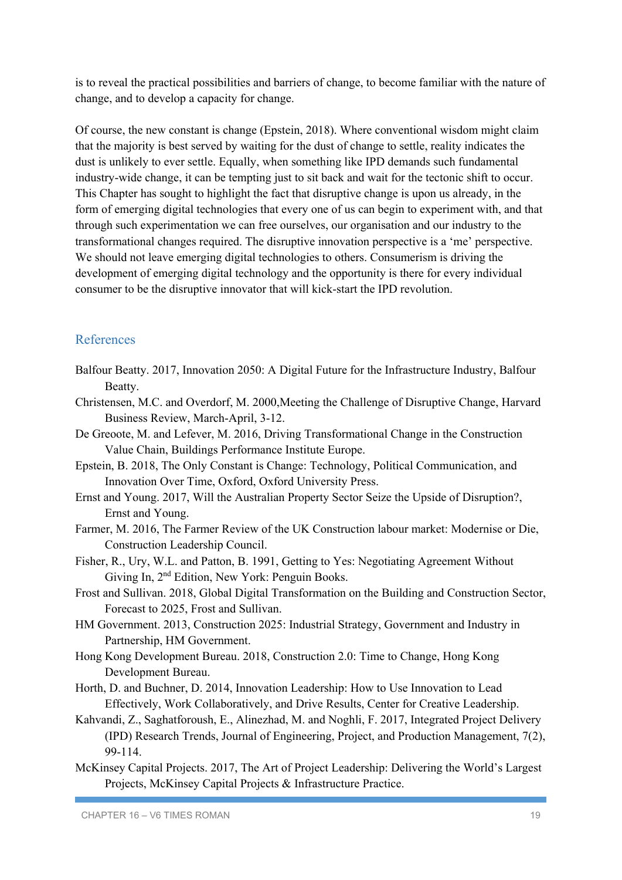is to reveal the practical possibilities and barriers of change, to become familiar with the nature of change, and to develop a capacity for change.

Of course, the new constant is change (Epstein, 2018). Where conventional wisdom might claim that the majority is best served by waiting for the dust of change to settle, reality indicates the dust is unlikely to ever settle. Equally, when something like IPD demands such fundamental industry-wide change, it can be tempting just to sit back and wait for the tectonic shift to occur. This Chapter has sought to highlight the fact that disruptive change is upon us already, in the form of emerging digital technologies that every one of us can begin to experiment with, and that through such experimentation we can free ourselves, our organisation and our industry to the transformational changes required. The disruptive innovation perspective is a 'me' perspective. We should not leave emerging digital technologies to others. Consumerism is driving the development of emerging digital technology and the opportunity is there for every individual consumer to be the disruptive innovator that will kick-start the IPD revolution.

## References

Balfour Beatty. 2017, Innovation 2050: A Digital Future for the Infrastructure Industry, Balfour Beatty.

Christensen, M.C. and Overdorf, M. 2000,Meeting the Challenge of Disruptive Change, Harvard Business Review, March-April, 3-12.

De Greoote, M. and Lefever, M. 2016, Driving Transformational Change in the Construction Value Chain, Buildings Performance Institute Europe.

Epstein, B. 2018, The Only Constant is Change: Technology, Political Communication, and Innovation Over Time, Oxford, Oxford University Press.

Ernst and Young. 2017, Will the Australian Property Sector Seize the Upside of Disruption?, Ernst and Young.

Farmer, M. 2016, The Farmer Review of the UK Construction labour market: Modernise or Die, Construction Leadership Council.

Fisher, R., Ury, W.L. and Patton, B. 1991, Getting to Yes: Negotiating Agreement Without Giving In, 2nd Edition, New York: Penguin Books.

Frost and Sullivan. 2018, Global Digital Transformation on the Building and Construction Sector, Forecast to 2025, Frost and Sullivan.

HM Government. 2013, Construction 2025: Industrial Strategy, Government and Industry in Partnership, HM Government.

Hong Kong Development Bureau. 2018, Construction 2.0: Time to Change, Hong Kong Development Bureau.

Horth, D. and Buchner, D. 2014, Innovation Leadership: How to Use Innovation to Lead Effectively, Work Collaboratively, and Drive Results, Center for Creative Leadership.

Kahvandi, Z., Saghatforoush, E., Alinezhad, M. and Noghli, F. 2017, Integrated Project Delivery (IPD) Research Trends, Journal of Engineering, Project, and Production Management, 7(2), 99-114.

McKinsey Capital Projects. 2017, The Art of Project Leadership: Delivering the World's Largest Projects, McKinsey Capital Projects & Infrastructure Practice.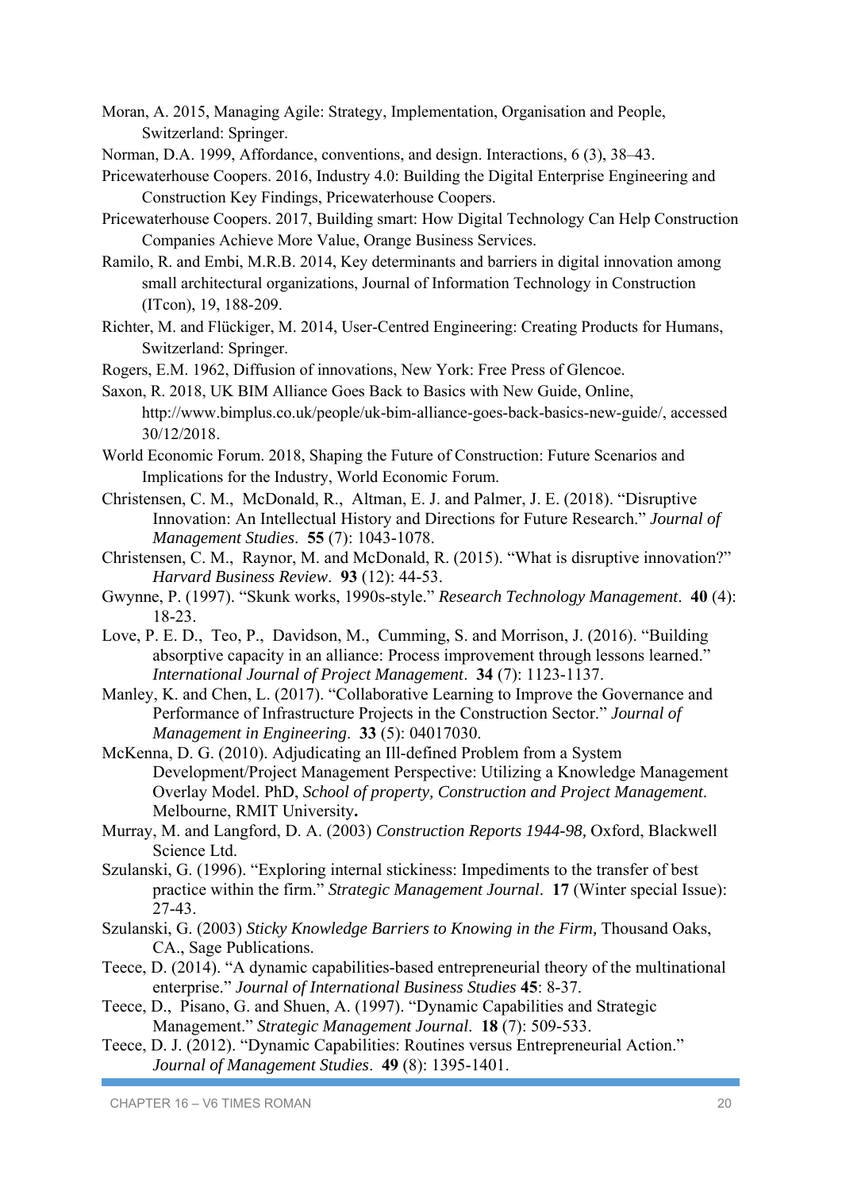Moran, A. 2015, Managing Agile: Strategy, Implementation, Organisation and People, Switzerland: Springer.

Norman, D.A. 1999, Affordance, conventions, and design. Interactions, 6 (3), 38–43.

Pricewaterhouse Coopers. 2016, Industry 4.0: Building the Digital Enterprise Engineering and Construction Key Findings, Pricewaterhouse Coopers.

Pricewaterhouse Coopers. 2017, Building smart: How Digital Technology Can Help Construction Companies Achieve More Value, Orange Business Services.

Ramilo, R. and Embi, M.R.B. 2014, Key determinants and barriers in digital innovation among small architectural organizations, Journal of Information Technology in Construction (ITcon), 19, 188-209.

Richter, M. and Flückiger, M. 2014, User-Centred Engineering: Creating Products for Humans, Switzerland: Springer.

Rogers, E.M. 1962, Diffusion of innovations, New York: Free Press of Glencoe.

Saxon, R. 2018, UK BIM Alliance Goes Back to Basics with New Guide, Online, http://www.bimplus.co.uk/people/uk-bim-alliance-goes-back-basics-new-guide/, accessed 30/12/2018.

World Economic Forum. 2018, Shaping the Future of Construction: Future Scenarios and Implications for the Industry, World Economic Forum.

Christensen, C. M., McDonald, R., Altman, E. J. and Palmer, J. E. (2018). "Disruptive Innovation: An Intellectual History and Directions for Future Research." *Journal of Management Studies*. **55** (7): 1043-1078.

Christensen, C. M., Raynor, M. and McDonald, R. (2015). "What is disruptive innovation?" *Harvard Business Review*. **93** (12): 44-53.

Gwynne, P. (1997). "Skunk works, 1990s-style." *Research Technology Management*. **40** (4): 18-23.

Love, P. E. D., Teo, P., Davidson, M., Cumming, S. and Morrison, J. (2016). "Building absorptive capacity in an alliance: Process improvement through lessons learned." *International Journal of Project Management*. **34** (7): 1123-1137.

Manley, K. and Chen, L. (2017). "Collaborative Learning to Improve the Governance and Performance of Infrastructure Projects in the Construction Sector." *Journal of Management in Engineering*. **33** (5): 04017030.

McKenna, D. G. (2010). Adjudicating an Ill-defined Problem from a System Development/Project Management Perspective: Utilizing a Knowledge Management Overlay Model. PhD, *School of property, Construction and Project Management*. Melbourne, RMIT University**.**

Murray, M. and Langford, D. A. (2003) *Construction Reports 1944-98,* Oxford, Blackwell Science Ltd.

Szulanski, G. (1996). "Exploring internal stickiness: Impediments to the transfer of best practice within the firm." *Strategic Management Journal*. **17** (Winter special Issue): 27-43.

Szulanski, G. (2003) *Sticky Knowledge Barriers to Knowing in the Firm,* Thousand Oaks, CA., Sage Publications.

Teece, D. (2014). "A dynamic capabilities-based entrepreneurial theory of the multinational enterprise." *Journal of International Business Studies* **45**: 8-37.

Teece, D., Pisano, G. and Shuen, A. (1997). "Dynamic Capabilities and Strategic Management." *Strategic Management Journal*. **18** (7): 509-533.

Teece, D. J. (2012). "Dynamic Capabilities: Routines versus Entrepreneurial Action." *Journal of Management Studies*. **49** (8): 1395-1401.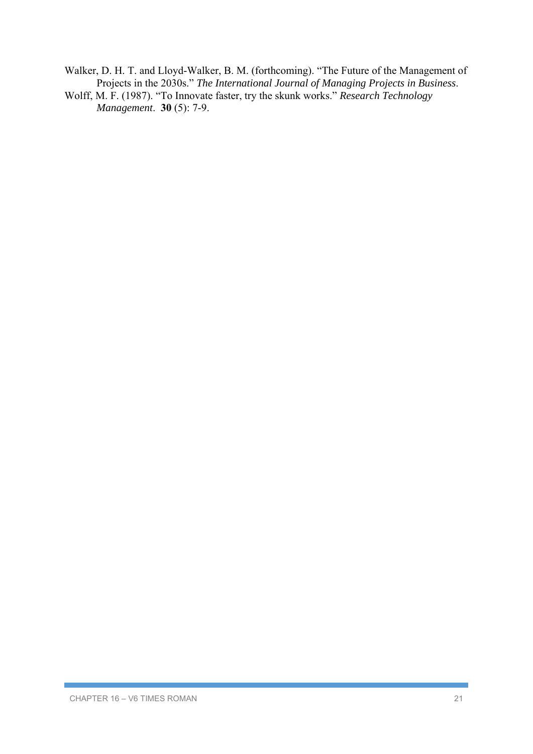Walker, D. H. T. and Lloyd-Walker, B. M. (forthcoming). “The Future of the Management of Projects in the 2030s.” *The International Journal of Managing Projects in Business*.

Wolff, M. F. (1987). “To Innovate faster, try the skunk works.” *Research Technology Management*. **30** (5): 7-9.